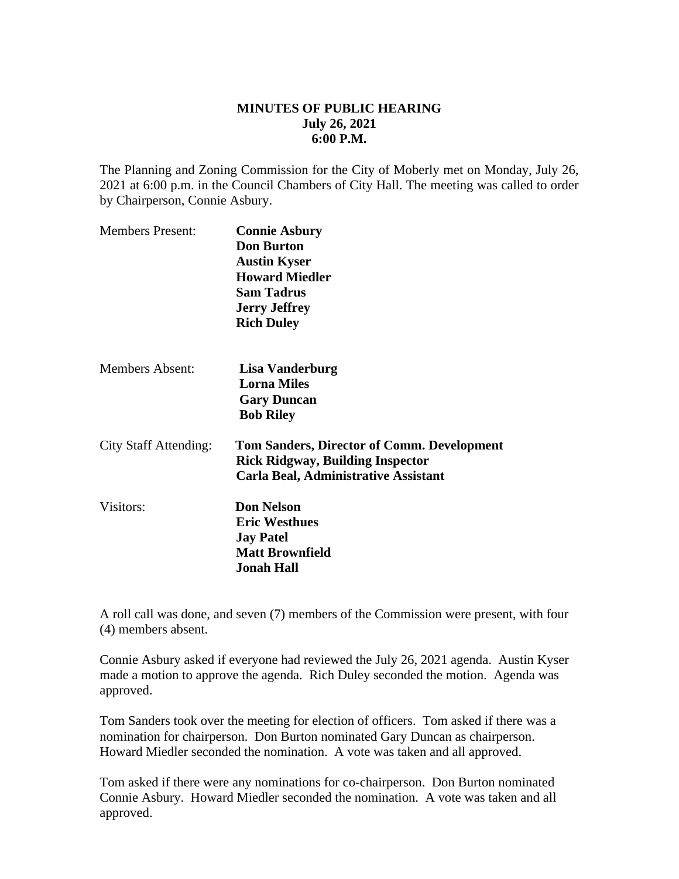**MINUTES OF PUBLIC HEARING**
**July 26, 2021**
**6:00 P.M.**

The Planning and Zoning Commission for the City of Moberly met on Monday, July 26, 2021 at 6:00 p.m. in the Council Chambers of City Hall. The meeting was called to order by Chairperson, Connie Asbury.

| | |
|---|---|
| Members Present: | **Connie Asbury** |
| | **Don Burton** |
| | **Austin Kyser** |
| | **Howard Miedler** |
| | **Sam Tadrus** |
| | **Jerry Jeffrey** |
| | **Rich Duley** |
| Members Absent: | **Lisa Vanderburg** |
| | **Lorna Miles** |
| | **Gary Duncan** |
| | **Bob Riley** |
| City Staff Attending: | **Tom Sanders, Director of Comm. Development** |
| | **Rick Ridgway, Building Inspector** |
| | **Carla Beal, Administrative Assistant** |
| Visitors: | **Don Nelson** |
| | **Eric Westhues** |
| | **Jay Patel** |
| | **Matt Brownfield** |
| | **Jonah Hall** |

A roll call was done, and seven (7) members of the Commission were present, with four (4) members absent.

Connie Asbury asked if everyone had reviewed the July 26, 2021 agenda. Austin Kyser made a motion to approve the agenda. Rich Duley seconded the motion. Agenda was approved.

Tom Sanders took over the meeting for election of officers. Tom asked if there was a nomination for chairperson. Don Burton nominated Gary Duncan as chairperson. Howard Miedler seconded the nomination. A vote was taken and all approved.

Tom asked if there were any nominations for co-chairperson. Don Burton nominated Connie Asbury. Howard Miedler seconded the nomination. A vote was taken and all approved.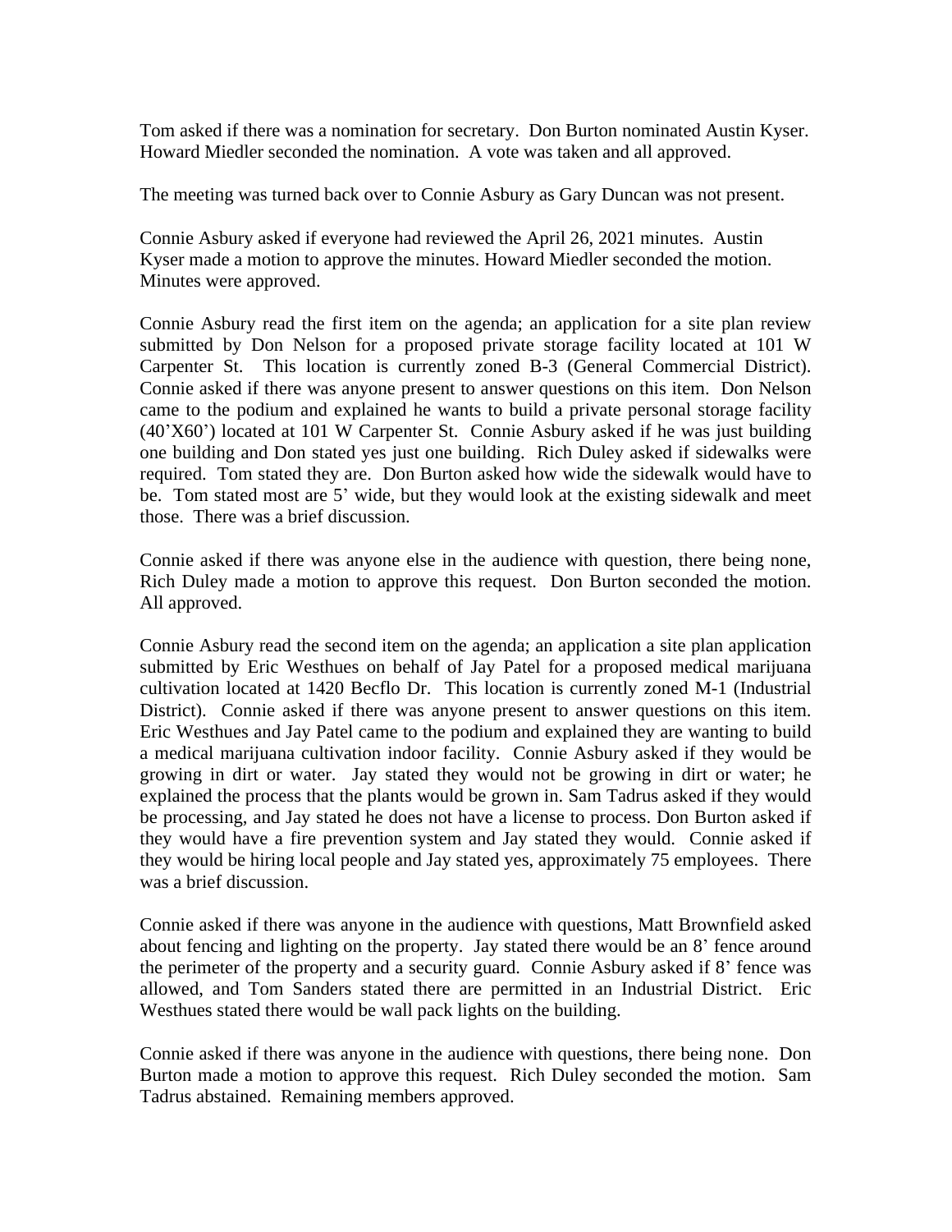Tom asked if there was a nomination for secretary. Don Burton nominated Austin Kyser. Howard Miedler seconded the nomination. A vote was taken and all approved.

The meeting was turned back over to Connie Asbury as Gary Duncan was not present.

Connie Asbury asked if everyone had reviewed the April 26, 2021 minutes. Austin Kyser made a motion to approve the minutes. Howard Miedler seconded the motion. Minutes were approved.

Connie Asbury read the first item on the agenda; an application for a site plan review submitted by Don Nelson for a proposed private storage facility located at 101 W Carpenter St. This location is currently zoned B-3 (General Commercial District). Connie asked if there was anyone present to answer questions on this item. Don Nelson came to the podium and explained he wants to build a private personal storage facility (40'X60') located at 101 W Carpenter St. Connie Asbury asked if he was just building one building and Don stated yes just one building. Rich Duley asked if sidewalks were required. Tom stated they are. Don Burton asked how wide the sidewalk would have to be. Tom stated most are 5' wide, but they would look at the existing sidewalk and meet those. There was a brief discussion.

Connie asked if there was anyone else in the audience with question, there being none, Rich Duley made a motion to approve this request. Don Burton seconded the motion. All approved.

Connie Asbury read the second item on the agenda; an application a site plan application submitted by Eric Westhues on behalf of Jay Patel for a proposed medical marijuana cultivation located at 1420 Becflo Dr. This location is currently zoned M-1 (Industrial District). Connie asked if there was anyone present to answer questions on this item. Eric Westhues and Jay Patel came to the podium and explained they are wanting to build a medical marijuana cultivation indoor facility. Connie Asbury asked if they would be growing in dirt or water. Jay stated they would not be growing in dirt or water; he explained the process that the plants would be grown in. Sam Tadrus asked if they would be processing, and Jay stated he does not have a license to process. Don Burton asked if they would have a fire prevention system and Jay stated they would. Connie asked if they would be hiring local people and Jay stated yes, approximately 75 employees. There was a brief discussion.

Connie asked if there was anyone in the audience with questions, Matt Brownfield asked about fencing and lighting on the property. Jay stated there would be an 8' fence around the perimeter of the property and a security guard. Connie Asbury asked if 8' fence was allowed, and Tom Sanders stated there are permitted in an Industrial District. Eric Westhues stated there would be wall pack lights on the building.

Connie asked if there was anyone in the audience with questions, there being none. Don Burton made a motion to approve this request. Rich Duley seconded the motion. Sam Tadrus abstained. Remaining members approved.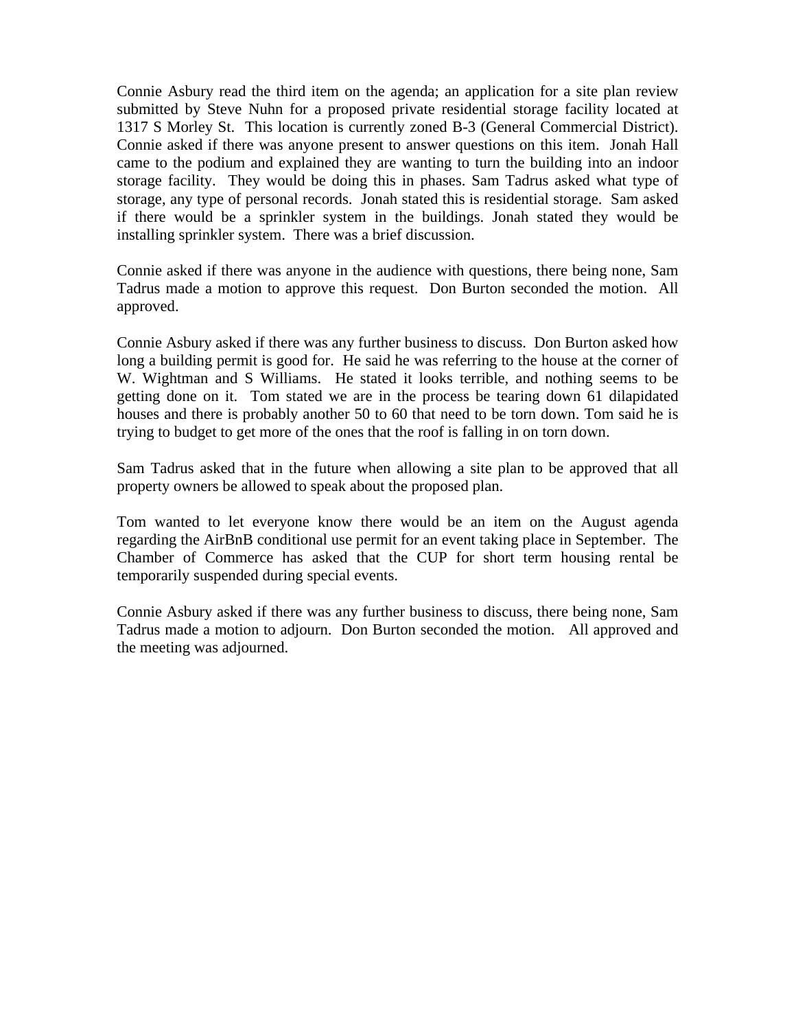Connie Asbury read the third item on the agenda; an application for a site plan review submitted by Steve Nuhn for a proposed private residential storage facility located at 1317 S Morley St. This location is currently zoned B-3 (General Commercial District). Connie asked if there was anyone present to answer questions on this item. Jonah Hall came to the podium and explained they are wanting to turn the building into an indoor storage facility. They would be doing this in phases. Sam Tadrus asked what type of storage, any type of personal records. Jonah stated this is residential storage. Sam asked if there would be a sprinkler system in the buildings. Jonah stated they would be installing sprinkler system. There was a brief discussion.

Connie asked if there was anyone in the audience with questions, there being none, Sam Tadrus made a motion to approve this request. Don Burton seconded the motion. All approved.

Connie Asbury asked if there was any further business to discuss. Don Burton asked how long a building permit is good for. He said he was referring to the house at the corner of W. Wightman and S Williams. He stated it looks terrible, and nothing seems to be getting done on it. Tom stated we are in the process be tearing down 61 dilapidated houses and there is probably another 50 to 60 that need to be torn down. Tom said he is trying to budget to get more of the ones that the roof is falling in on torn down.

Sam Tadrus asked that in the future when allowing a site plan to be approved that all property owners be allowed to speak about the proposed plan.

Tom wanted to let everyone know there would be an item on the August agenda regarding the AirBnB conditional use permit for an event taking place in September. The Chamber of Commerce has asked that the CUP for short term housing rental be temporarily suspended during special events.

Connie Asbury asked if there was any further business to discuss, there being none, Sam Tadrus made a motion to adjourn. Don Burton seconded the motion. All approved and the meeting was adjourned.